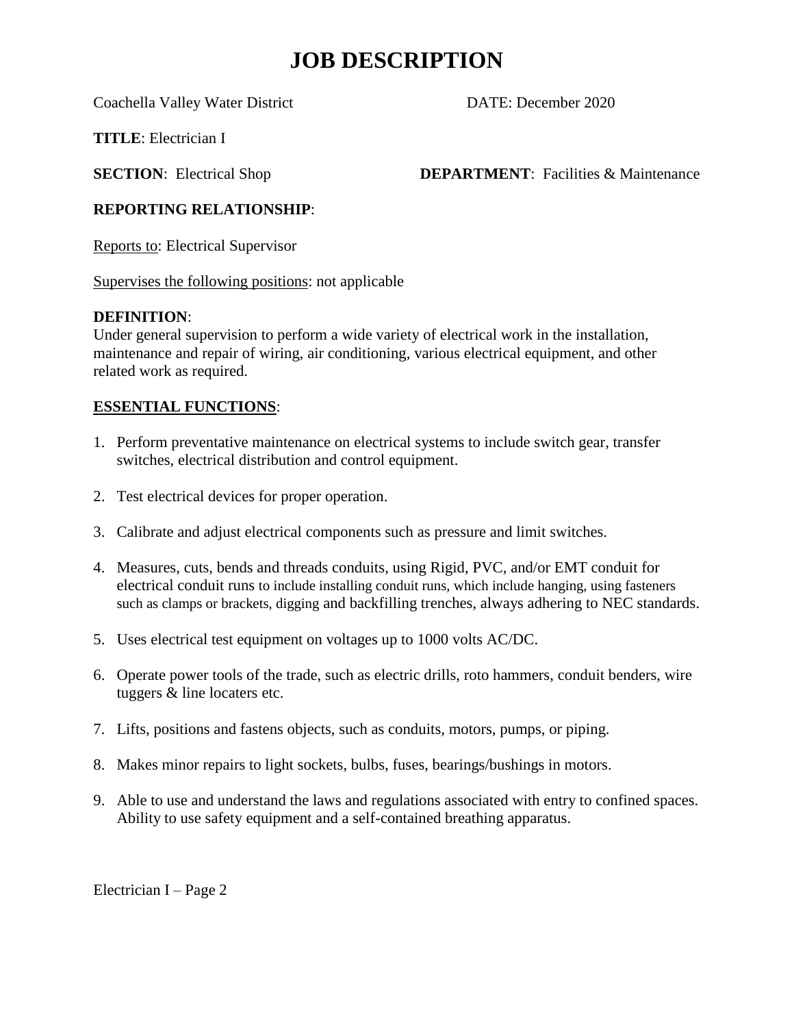# JOB DESCRIPTION

Coachella Valley Water District DATE: December 2020

**TITLE**: Electrician I

**SECTION**: Electrical Shop **DEPARTMENT**: Facilities & Maintenance

**REPORTING RELATIONSHIP**:

Reports to: Electrical Supervisor

Supervises the following positions: not applicable

**DEFINITION**:
Under general supervision to perform a wide variety of electrical work in the installation, maintenance and repair of wiring, air conditioning, various electrical equipment, and other related work as required.

**ESSENTIAL FUNCTIONS**:

1. Perform preventative maintenance on electrical systems to include switch gear, transfer switches, electrical distribution and control equipment.

2. Test electrical devices for proper operation.

3. Calibrate and adjust electrical components such as pressure and limit switches.

4. Measures, cuts, bends and threads conduits, using Rigid, PVC, and/or EMT conduit for electrical conduit runs to include installing conduit runs, which include hanging, using fasteners such as clamps or brackets, digging and backfilling trenches, always adhering to NEC standards.

5. Uses electrical test equipment on voltages up to 1000 volts AC/DC.

6. Operate power tools of the trade, such as electric drills, roto hammers, conduit benders, wire tuggers & line locaters etc.

7. Lifts, positions and fastens objects, such as conduits, motors, pumps, or piping.

8. Makes minor repairs to light sockets, bulbs, fuses, bearings/bushings in motors.

9. Able to use and understand the laws and regulations associated with entry to confined spaces. Ability to use safety equipment and a self-contained breathing apparatus.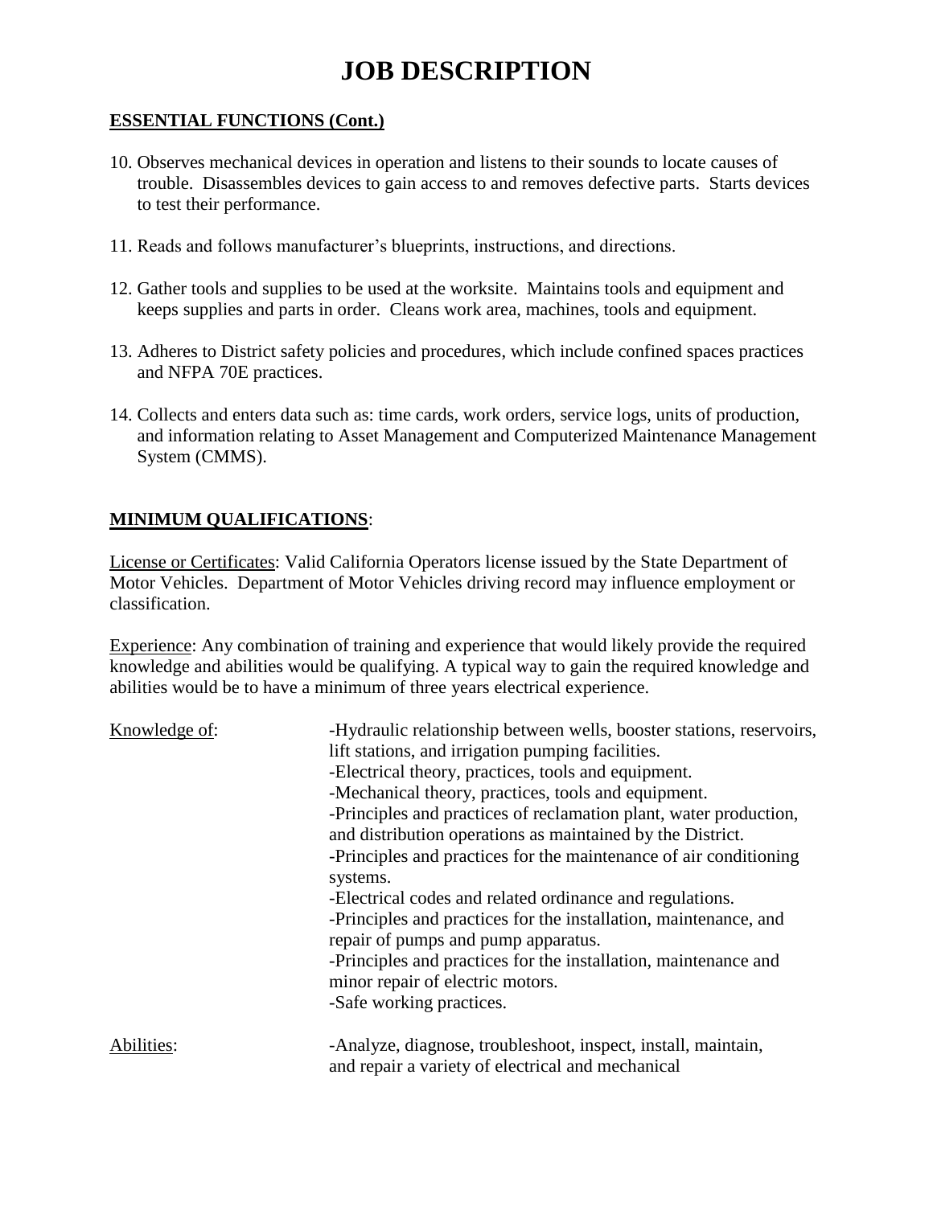# JOB DESCRIPTION

**ESSENTIAL FUNCTIONS (Cont.)**

10. Observes mechanical devices in operation and listens to their sounds to locate causes of trouble. Disassembles devices to gain access to and removes defective parts. Starts devices to test their performance.

11. Reads and follows manufacturer's blueprints, instructions, and directions.

12. Gather tools and supplies to be used at the worksite. Maintains tools and equipment and keeps supplies and parts in order. Cleans work area, machines, tools and equipment.

13. Adheres to District safety policies and procedures, which include confined spaces practices and NFPA 70E practices.

14. Collects and enters data such as: time cards, work orders, service logs, units of production, and information relating to Asset Management and Computerized Maintenance Management System (CMMS).

**MINIMUM QUALIFICATIONS**:

License or Certificates: Valid California Operators license issued by the State Department of Motor Vehicles. Department of Motor Vehicles driving record may influence employment or classification.

Experience: Any combination of training and experience that would likely provide the required knowledge and abilities would be qualifying. A typical way to gain the required knowledge and abilities would be to have a minimum of three years electrical experience.

Knowledge of:

- -Hydraulic relationship between wells, booster stations, reservoirs, lift stations, and irrigation pumping facilities.
- -Electrical theory, practices, tools and equipment.
- -Mechanical theory, practices, tools and equipment.
- -Principles and practices of reclamation plant, water production, and distribution operations as maintained by the District.
- -Principles and practices for the maintenance of air conditioning systems.
- -Electrical codes and related ordinance and regulations.
- -Principles and practices for the installation, maintenance, and repair of pumps and pump apparatus.
- -Principles and practices for the installation, maintenance and minor repair of electric motors.
- -Safe working practices.

Abilities:

- -Analyze, diagnose, troubleshoot, inspect, install, maintain, and repair a variety of electrical and mechanical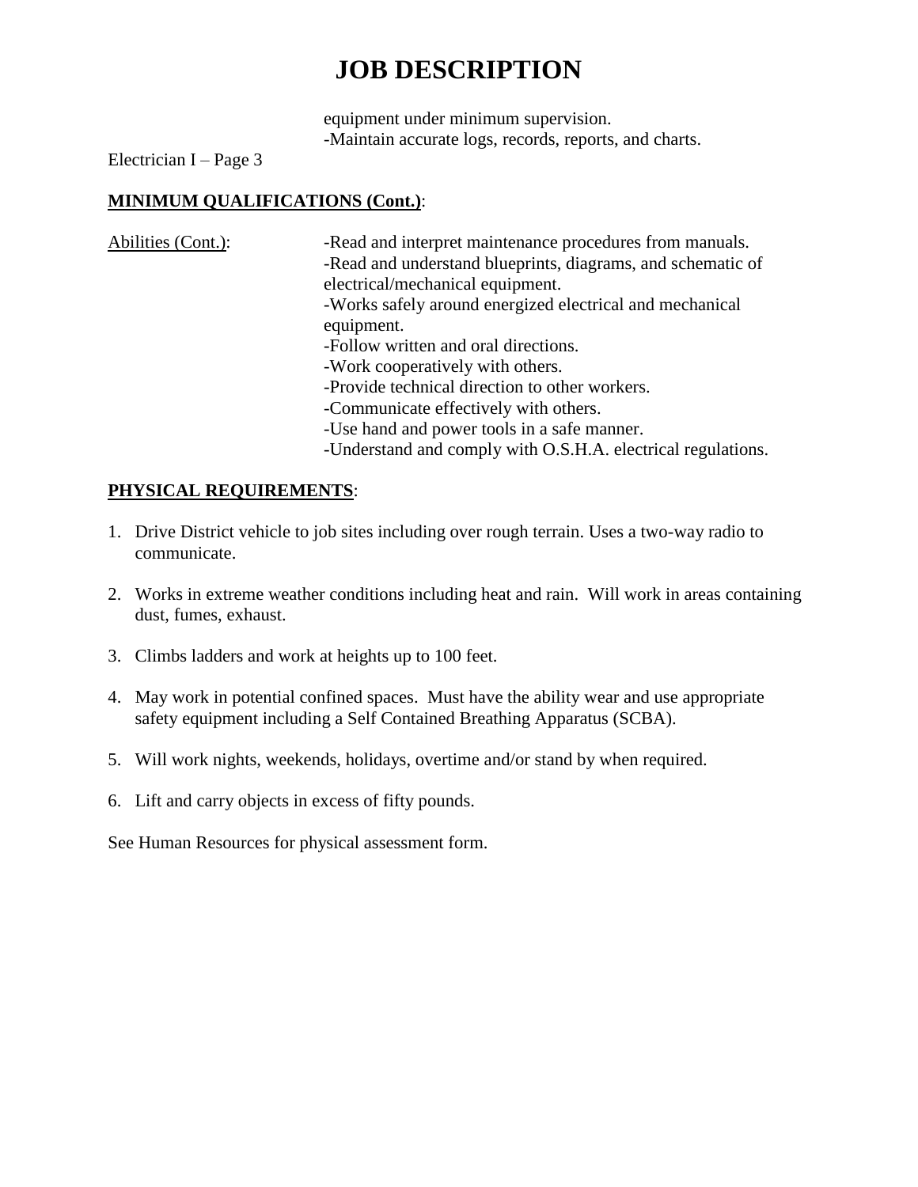# JOB DESCRIPTION

equipment under minimum supervision.
-Maintain accurate logs, records, reports, and charts.

Electrician I – Page 3

**MINIMUM QUALIFICATIONS (Cont.)**:

Abilities (Cont.):

-Read and interpret maintenance procedures from manuals.
-Read and understand blueprints, diagrams, and schematic of electrical/mechanical equipment.
-Works safely around energized electrical and mechanical equipment.
-Follow written and oral directions.
-Work cooperatively with others.
-Provide technical direction to other workers.
-Communicate effectively with others.
-Use hand and power tools in a safe manner.
-Understand and comply with O.S.H.A. electrical regulations.

**PHYSICAL REQUIREMENTS**:

1. Drive District vehicle to job sites including over rough terrain. Uses a two-way radio to communicate.
2. Works in extreme weather conditions including heat and rain. Will work in areas containing dust, fumes, exhaust.
3. Climbs ladders and work at heights up to 100 feet.
4. May work in potential confined spaces. Must have the ability wear and use appropriate safety equipment including a Self Contained Breathing Apparatus (SCBA).
5. Will work nights, weekends, holidays, overtime and/or stand by when required.
6. Lift and carry objects in excess of fifty pounds.

See Human Resources for physical assessment form.